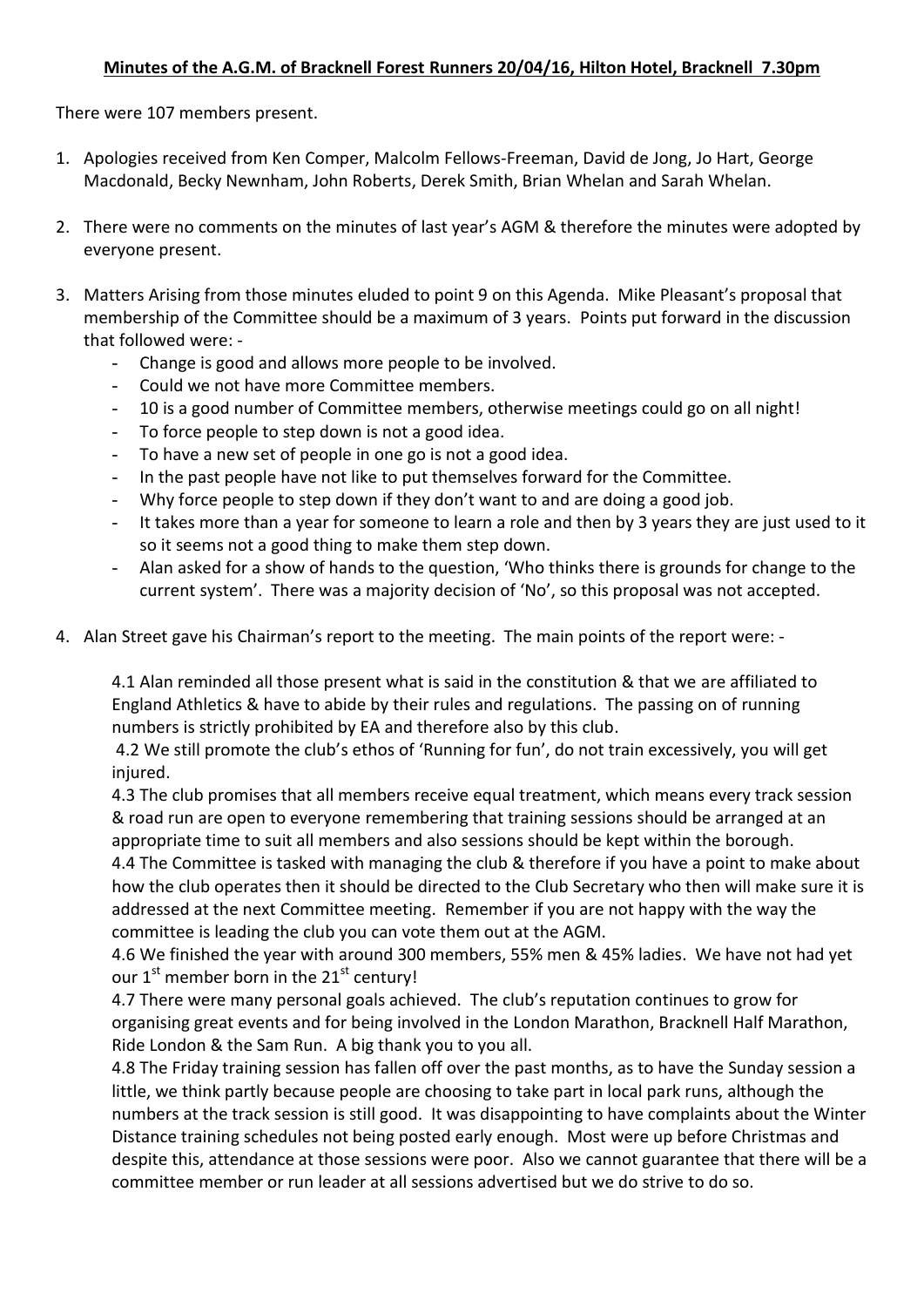**Minutes of the A.G.M. of Bracknell Forest Runners 20/04/16, Hilton Hotel, Bracknell 7.30pm**

There were 107 members present.

1. Apologies received from Ken Comper, Malcolm Fellows-Freeman, David de Jong, Jo Hart, George Macdonald, Becky Newnham, John Roberts, Derek Smith, Brian Whelan and Sarah Whelan.

2. There were no comments on the minutes of last year's AGM & therefore the minutes were adopted by everyone present.

3. Matters Arising from those minutes eluded to point 9 on this Agenda. Mike Pleasant's proposal that membership of the Committee should be a maximum of 3 years. Points put forward in the discussion that followed were: -
   - Change is good and allows more people to be involved.
   - Could we not have more Committee members.
   - 10 is a good number of Committee members, otherwise meetings could go on all night!
   - To force people to step down is not a good idea.
   - To have a new set of people in one go is not a good idea.
   - In the past people have not like to put themselves forward for the Committee.
   - Why force people to step down if they don't want to and are doing a good job.
   - It takes more than a year for someone to learn a role and then by 3 years they are just used to it so it seems not a good thing to make them step down.
   - Alan asked for a show of hands to the question, 'Who thinks there is grounds for change to the current system'. There was a majority decision of 'No', so this proposal was not accepted.

4. Alan Street gave his Chairman's report to the meeting. The main points of the report were: -

   4.1 Alan reminded all those present what is said in the constitution & that we are affiliated to England Athletics & have to abide by their rules and regulations. The passing on of running numbers is strictly prohibited by EA and therefore also by this club.
   4.2 We still promote the club's ethos of 'Running for fun', do not train excessively, you will get injured.
   4.3 The club promises that all members receive equal treatment, which means every track session & road run are open to everyone remembering that training sessions should be arranged at an appropriate time to suit all members and also sessions should be kept within the borough.
   4.4 The Committee is tasked with managing the club & therefore if you have a point to make about how the club operates then it should be directed to the Club Secretary who then will make sure it is addressed at the next Committee meeting. Remember if you are not happy with the way the committee is leading the club you can vote them out at the AGM.
   4.6 We finished the year with around 300 members, 55% men & 45% ladies. We have not had yet our 1st member born in the 21st century!
   4.7 There were many personal goals achieved. The club's reputation continues to grow for organising great events and for being involved in the London Marathon, Bracknell Half Marathon, Ride London & the Sam Run. A big thank you to you all.
   4.8 The Friday training session has fallen off over the past months, as to have the Sunday session a little, we think partly because people are choosing to take part in local park runs, although the numbers at the track session is still good. It was disappointing to have complaints about the Winter Distance training schedules not being posted early enough. Most were up before Christmas and despite this, attendance at those sessions were poor. Also we cannot guarantee that there will be a committee member or run leader at all sessions advertised but we do strive to do so.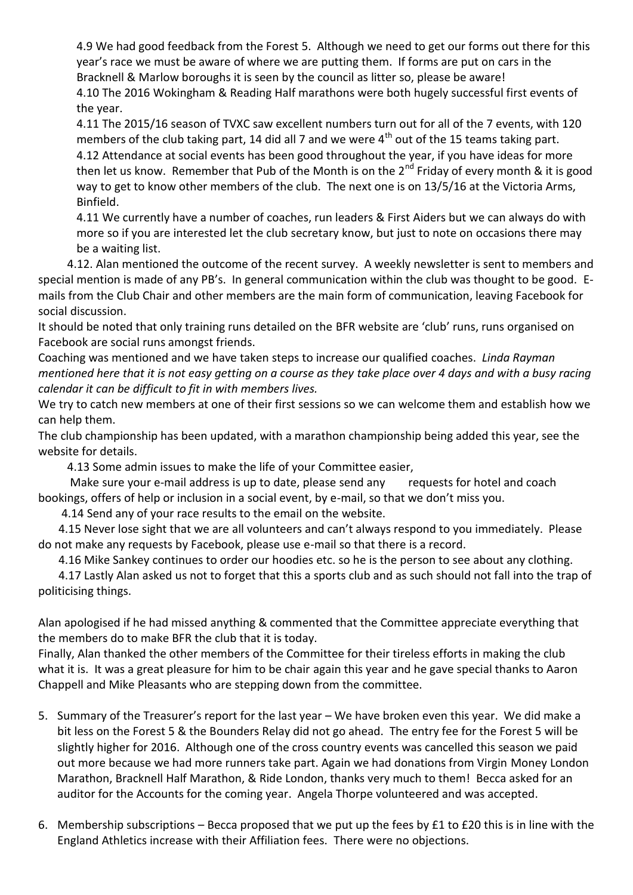4.9 We had good feedback from the Forest 5. Although we need to get our forms out there for this year's race we must be aware of where we are putting them. If forms are put on cars in the Bracknell & Marlow boroughs it is seen by the council as litter so, please be aware!

4.10 The 2016 Wokingham & Reading Half marathons were both hugely successful first events of the year.

4.11 The 2015/16 season of TVXC saw excellent numbers turn out for all of the 7 events, with 120 members of the club taking part, 14 did all 7 and we were 4th out of the 15 teams taking part.

4.12 Attendance at social events has been good throughout the year, if you have ideas for more then let us know. Remember that Pub of the Month is on the 2nd Friday of every month & it is good way to get to know other members of the club. The next one is on 13/5/16 at the Victoria Arms, Binfield.

4.11 We currently have a number of coaches, run leaders & First Aiders but we can always do with more so if you are interested let the club secretary know, but just to note on occasions there may be a waiting list.

4.12. Alan mentioned the outcome of the recent survey. A weekly newsletter is sent to members and special mention is made of any PB's. In general communication within the club was thought to be good. E-mails from the Club Chair and other members are the main form of communication, leaving Facebook for social discussion.

It should be noted that only training runs detailed on the BFR website are 'club' runs, runs organised on Facebook are social runs amongst friends.

Coaching was mentioned and we have taken steps to increase our qualified coaches. *Linda Rayman mentioned here that it is not easy getting on a course as they take place over 4 days and with a busy racing calendar it can be difficult to fit in with members lives.*

We try to catch new members at one of their first sessions so we can welcome them and establish how we can help them.

The club championship has been updated, with a marathon championship being added this year, see the website for details.

4.13 Some admin issues to make the life of your Committee easier,

Make sure your e-mail address is up to date, please send any requests for hotel and coach bookings, offers of help or inclusion in a social event, by e-mail, so that we don't miss you.

4.14 Send any of your race results to the email on the website.

4.15 Never lose sight that we are all volunteers and can't always respond to you immediately. Please do not make any requests by Facebook, please use e-mail so that there is a record.

4.16 Mike Sankey continues to order our hoodies etc. so he is the person to see about any clothing.

4.17 Lastly Alan asked us not to forget that this a sports club and as such should not fall into the trap of politicising things.

Alan apologised if he had missed anything & commented that the Committee appreciate everything that the members do to make BFR the club that it is today.

Finally, Alan thanked the other members of the Committee for their tireless efforts in making the club what it is. It was a great pleasure for him to be chair again this year and he gave special thanks to Aaron Chappell and Mike Pleasants who are stepping down from the committee.

5. Summary of the Treasurer's report for the last year – We have broken even this year. We did make a bit less on the Forest 5 & the Bounders Relay did not go ahead. The entry fee for the Forest 5 will be slightly higher for 2016. Although one of the cross country events was cancelled this season we paid out more because we had more runners take part. Again we had donations from Virgin Money London Marathon, Bracknell Half Marathon, & Ride London, thanks very much to them! Becca asked for an auditor for the Accounts for the coming year. Angela Thorpe volunteered and was accepted.

6. Membership subscriptions – Becca proposed that we put up the fees by £1 to £20 this is in line with the England Athletics increase with their Affiliation fees. There were no objections.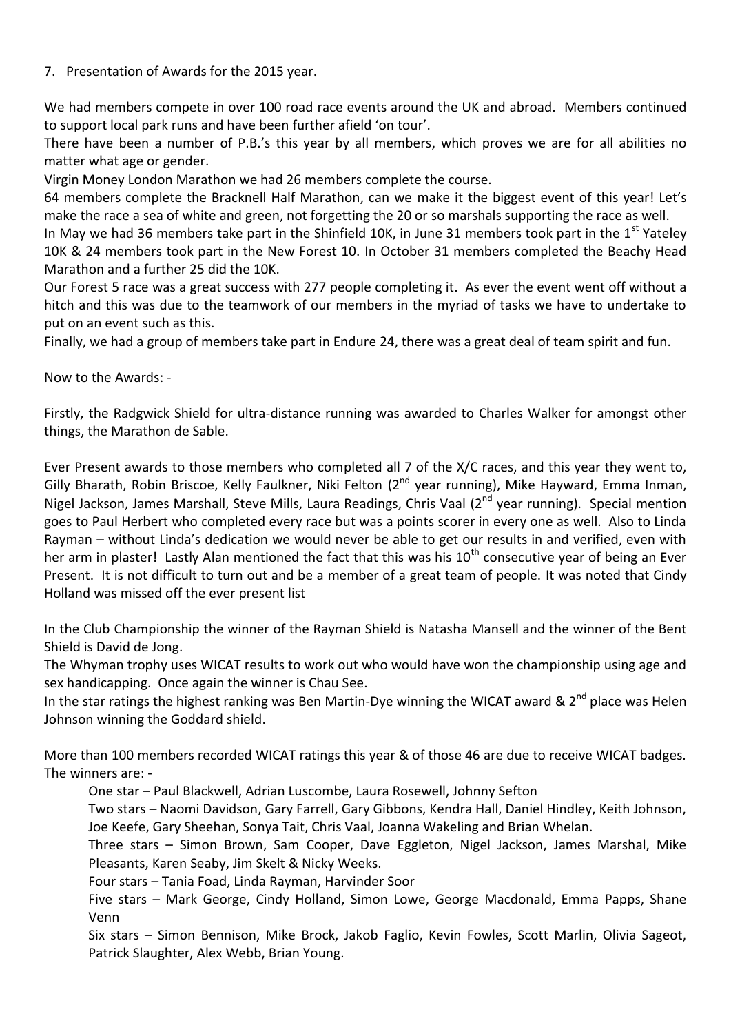7. Presentation of Awards for the 2015 year.

We had members compete in over 100 road race events around the UK and abroad. Members continued to support local park runs and have been further afield 'on tour'.
There have been a number of P.B.'s this year by all members, which proves we are for all abilities no matter what age or gender.
Virgin Money London Marathon we had 26 members complete the course.
64 members complete the Bracknell Half Marathon, can we make it the biggest event of this year! Let's make the race a sea of white and green, not forgetting the 20 or so marshals supporting the race as well.
In May we had 36 members take part in the Shinfield 10K, in June 31 members took part in the 1st Yateley 10K & 24 members took part in the New Forest 10. In October 31 members completed the Beachy Head Marathon and a further 25 did the 10K.
Our Forest 5 race was a great success with 277 people completing it. As ever the event went off without a hitch and this was due to the teamwork of our members in the myriad of tasks we have to undertake to put on an event such as this.
Finally, we had a group of members take part in Endure 24, there was a great deal of team spirit and fun.

Now to the Awards: -

Firstly, the Radgwick Shield for ultra-distance running was awarded to Charles Walker for amongst other things, the Marathon de Sable.

Ever Present awards to those members who completed all 7 of the X/C races, and this year they went to, Gilly Bharath, Robin Briscoe, Kelly Faulkner, Niki Felton (2nd year running), Mike Hayward, Emma Inman, Nigel Jackson, James Marshall, Steve Mills, Laura Readings, Chris Vaal (2nd year running). Special mention goes to Paul Herbert who completed every race but was a points scorer in every one as well. Also to Linda Rayman – without Linda's dedication we would never be able to get our results in and verified, even with her arm in plaster! Lastly Alan mentioned the fact that this was his 10th consecutive year of being an Ever Present. It is not difficult to turn out and be a member of a great team of people. It was noted that Cindy Holland was missed off the ever present list

In the Club Championship the winner of the Rayman Shield is Natasha Mansell and the winner of the Bent Shield is David de Jong.
The Whyman trophy uses WICAT results to work out who would have won the championship using age and sex handicapping. Once again the winner is Chau See.
In the star ratings the highest ranking was Ben Martin-Dye winning the WICAT award & 2nd place was Helen Johnson winning the Goddard shield.

More than 100 members recorded WICAT ratings this year & of those 46 are due to receive WICAT badges. The winners are: -

One star – Paul Blackwell, Adrian Luscombe, Laura Rosewell, Johnny Sefton

Two stars – Naomi Davidson, Gary Farrell, Gary Gibbons, Kendra Hall, Daniel Hindley, Keith Johnson, Joe Keefe, Gary Sheehan, Sonya Tait, Chris Vaal, Joanna Wakeling and Brian Whelan.

Three stars – Simon Brown, Sam Cooper, Dave Eggleton, Nigel Jackson, James Marshal, Mike Pleasants, Karen Seaby, Jim Skelt & Nicky Weeks.

Four stars – Tania Foad, Linda Rayman, Harvinder Soor

Five stars – Mark George, Cindy Holland, Simon Lowe, George Macdonald, Emma Papps, Shane Venn

Six stars – Simon Bennison, Mike Brock, Jakob Faglio, Kevin Fowles, Scott Marlin, Olivia Sageot, Patrick Slaughter, Alex Webb, Brian Young.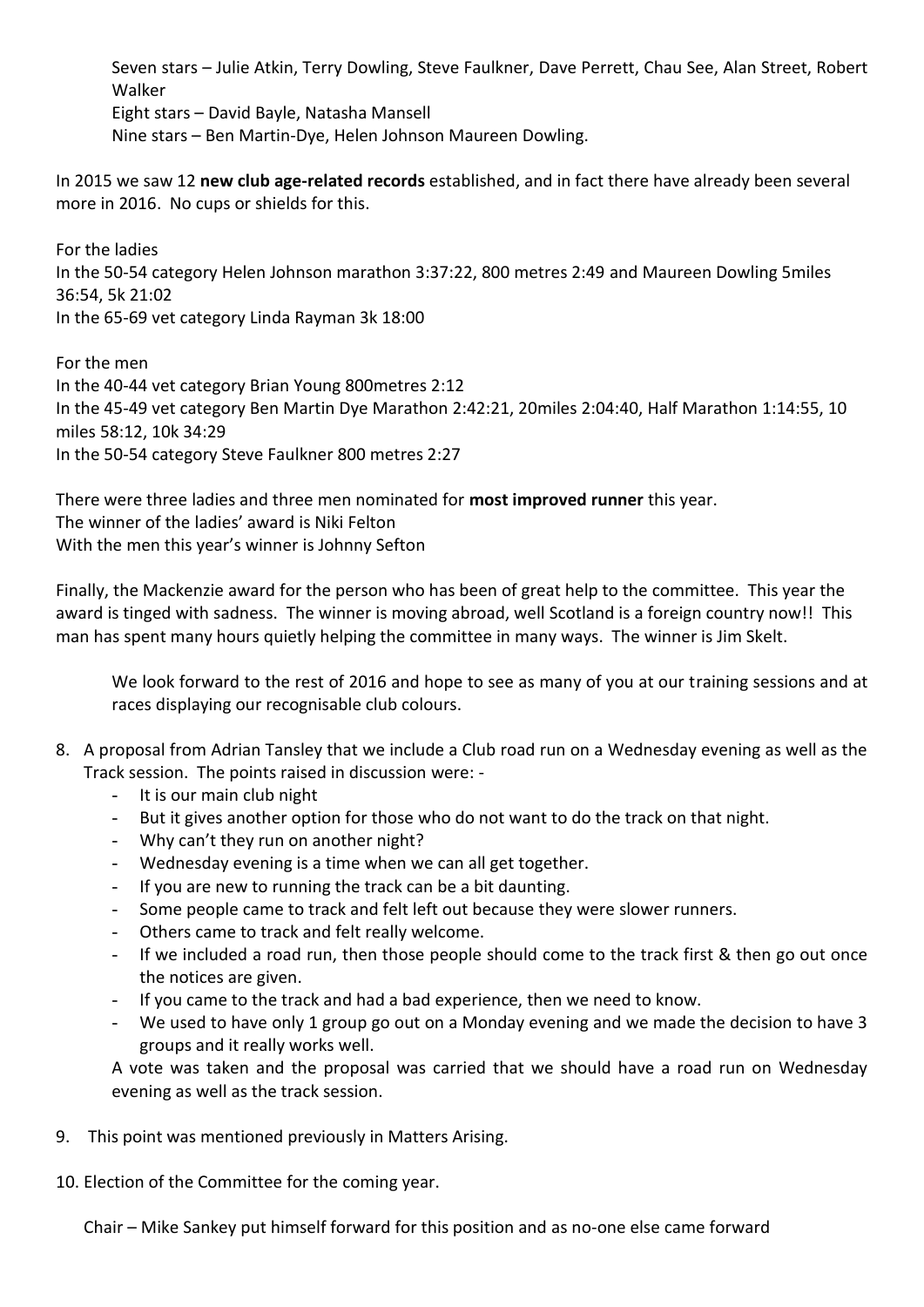Seven stars – Julie Atkin, Terry Dowling, Steve Faulkner, Dave Perrett, Chau See, Alan Street, Robert Walker
Eight stars – David Bayle, Natasha Mansell
Nine stars – Ben Martin-Dye, Helen Johnson Maureen Dowling.

In 2015 we saw 12 **new club age-related records** established, and in fact there have already been several more in 2016. No cups or shields for this.

For the ladies
In the 50-54 category Helen Johnson marathon 3:37:22, 800 metres 2:49 and Maureen Dowling 5miles 36:54, 5k 21:02
In the 65-69 vet category Linda Rayman 3k 18:00

For the men
In the 40-44 vet category Brian Young 800metres 2:12
In the 45-49 vet category Ben Martin Dye Marathon 2:42:21, 20miles 2:04:40, Half Marathon 1:14:55, 10 miles 58:12, 10k 34:29
In the 50-54 category Steve Faulkner 800 metres 2:27

There were three ladies and three men nominated for **most improved runner** this year.
The winner of the ladies' award is Niki Felton
With the men this year's winner is Johnny Sefton

Finally, the Mackenzie award for the person who has been of great help to the committee. This year the award is tinged with sadness. The winner is moving abroad, well Scotland is a foreign country now!! This man has spent many hours quietly helping the committee in many ways. The winner is Jim Skelt.

We look forward to the rest of 2016 and hope to see as many of you at our training sessions and at races displaying our recognisable club colours.

8. A proposal from Adrian Tansley that we include a Club road run on a Wednesday evening as well as the Track session. The points raised in discussion were: -
   - It is our main club night
   - But it gives another option for those who do not want to do the track on that night.
   - Why can't they run on another night?
   - Wednesday evening is a time when we can all get together.
   - If you are new to running the track can be a bit daunting.
   - Some people came to track and felt left out because they were slower runners.
   - Others came to track and felt really welcome.
   - If we included a road run, then those people should come to the track first & then go out once the notices are given.
   - If you came to the track and had a bad experience, then we need to know.
   - We used to have only 1 group go out on a Monday evening and we made the decision to have 3 groups and it really works well.

   A vote was taken and the proposal was carried that we should have a road run on Wednesday evening as well as the track session.

9. This point was mentioned previously in Matters Arising.

10. Election of the Committee for the coming year.

    Chair – Mike Sankey put himself forward for this position and as no-one else came forward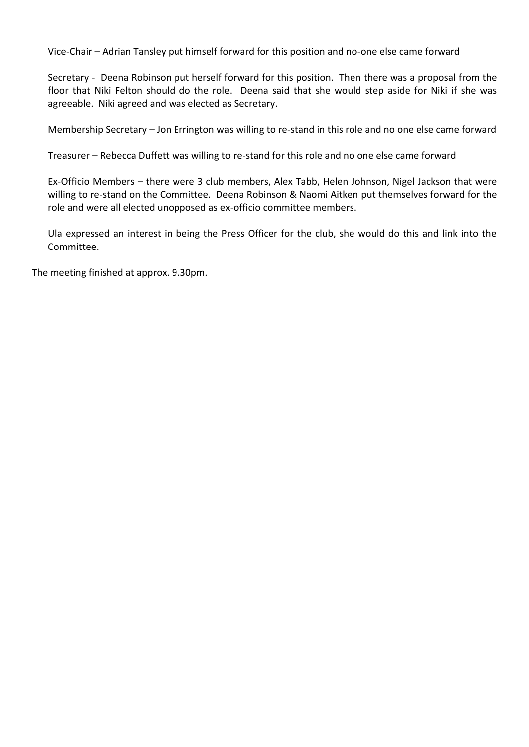Vice-Chair – Adrian Tansley put himself forward for this position and no-one else came forward

Secretary - Deena Robinson put herself forward for this position. Then there was a proposal from the floor that Niki Felton should do the role. Deena said that she would step aside for Niki if she was agreeable. Niki agreed and was elected as Secretary.

Membership Secretary – Jon Errington was willing to re-stand in this role and no one else came forward

Treasurer – Rebecca Duffett was willing to re-stand for this role and no one else came forward

Ex-Officio Members – there were 3 club members, Alex Tabb, Helen Johnson, Nigel Jackson that were willing to re-stand on the Committee. Deena Robinson & Naomi Aitken put themselves forward for the role and were all elected unopposed as ex-officio committee members.

Ula expressed an interest in being the Press Officer for the club, she would do this and link into the Committee.

The meeting finished at approx. 9.30pm.